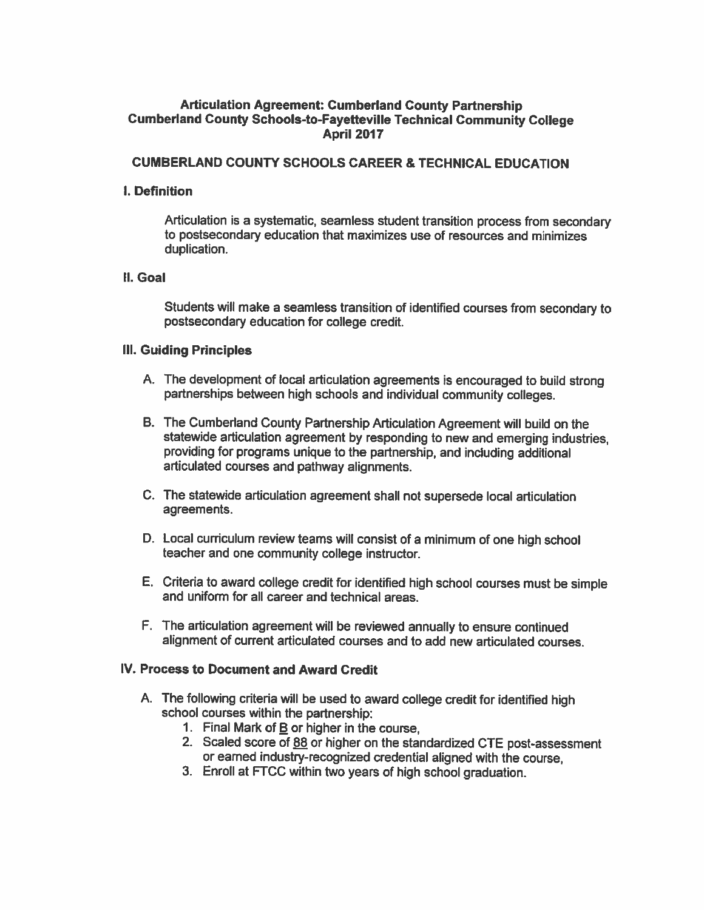**Articulation Agreement: Cumberland County Partnership**
**Cumberland County Schools-to-Fayetteville Technical Community College**
**April 2017**

## CUMBERLAND COUNTY SCHOOLS CAREER & TECHNICAL EDUCATION

### I. Definition

Articulation is a systematic, seamless student transition process from secondary to postsecondary education that maximizes use of resources and minimizes duplication.

### II. Goal

Students will make a seamless transition of identified courses from secondary to postsecondary education for college credit.

### III. Guiding Principles

A. The development of local articulation agreements is encouraged to build strong partnerships between high schools and individual community colleges.

B. The Cumberland County Partnership Articulation Agreement will build on the statewide articulation agreement by responding to new and emerging industries, providing for programs unique to the partnership, and including additional articulated courses and pathway alignments.

C. The statewide articulation agreement shall not supersede local articulation agreements.

D. Local curriculum review teams will consist of a minimum of one high school teacher and one community college instructor.

E. Criteria to award college credit for identified high school courses must be simple and uniform for all career and technical areas.

F. The articulation agreement will be reviewed annually to ensure continued alignment of current articulated courses and to add new articulated courses.

### IV. Process to Document and Award Credit

A. The following criteria will be used to award college credit for identified high school courses within the partnership:
   1. Final Mark of <u>B</u> or higher in the course,
   2. Scaled score of <u>88</u> or higher on the standardized CTE post-assessment or earned industry-recognized credential aligned with the course,
   3. Enroll at FTCC within two years of high school graduation.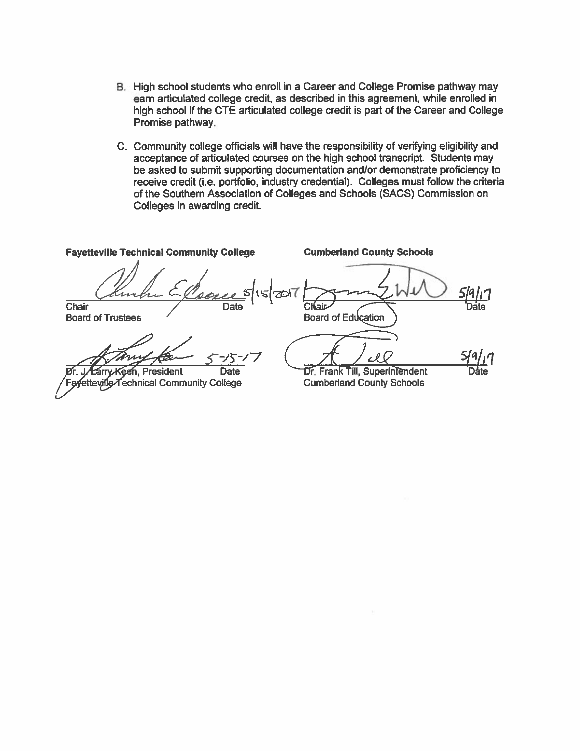B. High school students who enroll in a Career and College Promise pathway may earn articulated college credit, as described in this agreement, while enrolled in high school if the CTE articulated college credit is part of the Career and College Promise pathway.

C. Community college officials will have the responsibility of verifying eligibility and acceptance of articulated courses on the high school transcript. Students may be asked to submit supporting documentation and/or demonstrate proficiency to receive credit (i.e. portfolio, industry credential). Colleges must follow the criteria of the Southern Association of Colleges and Schools (SACS) Commission on Colleges in awarding credit.

| **Fayetteville Technical Community College** | | **Cumberland County Schools** | |
|---|---|---|---|
| Chair<br>Board of Trustees | Date: 5/15/2017 | Chair<br>Board of Education | Date: 5/9/17 |
| Dr. J. Larry Keen, President<br>Fayetteville Technical Community College | Date: 5-15-17 | Dr. Frank Till, Superintendent<br>Cumberland County Schools | Date: 5/9/17 |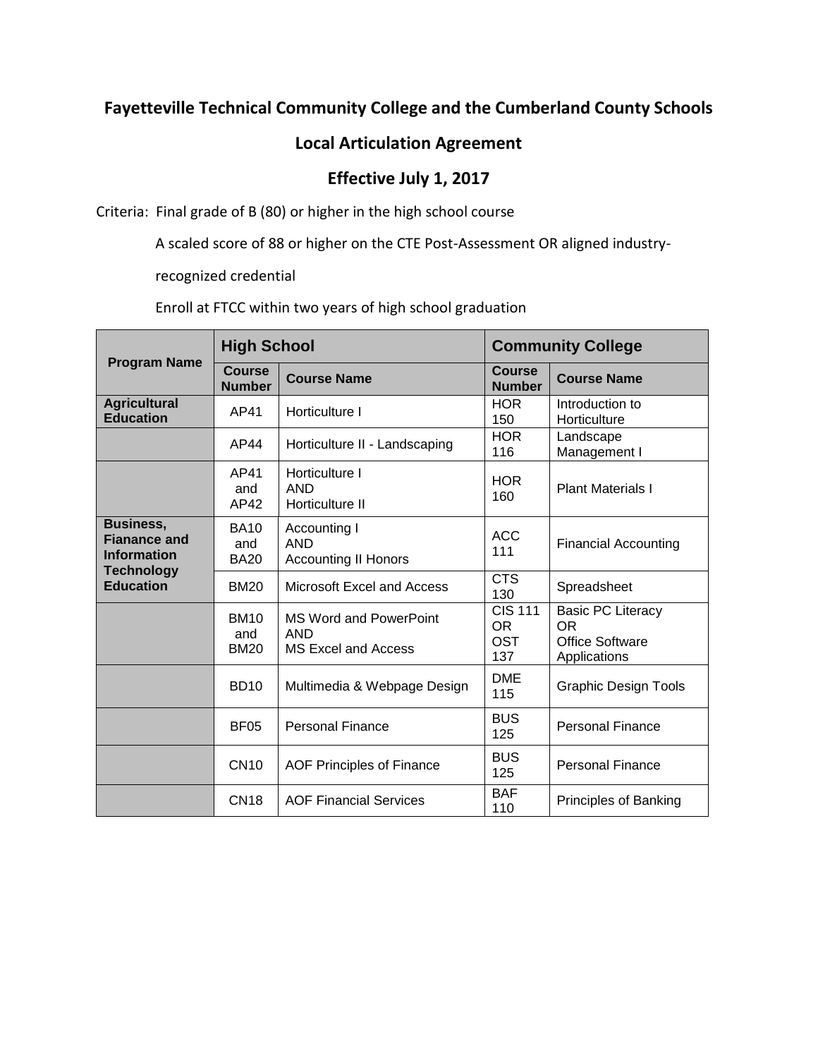## Fayetteville Technical Community College and the Cumberland County Schools

## Local Articulation Agreement

## Effective July 1, 2017

Criteria: Final grade of B (80) or higher in the high school course

A scaled score of 88 or higher on the CTE Post-Assessment OR aligned industry-recognized credential

Enroll at FTCC within two years of high school graduation

| Program Name | High School | | Community College | |
|---|---|---|---|---|
| | Course Number | Course Name | Course Number | Course Name |
| **Agricultural Education** | AP41 | Horticulture I | HOR 150 | Introduction to Horticulture |
| | AP44 | Horticulture II - Landscaping | HOR 116 | Landscape Management I |
| | AP41 and AP42 | Horticulture I AND Horticulture II | HOR 160 | Plant Materials I |
| **Business, Fianance and Information Technology Education** | BA10 and BA20 | Accounting I AND Accounting II Honors | ACC 111 | Financial Accounting |
| | BM20 | Microsoft Excel and Access | CTS 130 | Spreadsheet |
| | BM10 and BM20 | MS Word and PowerPoint AND MS Excel and Access | CIS 111 OR OST 137 | Basic PC Literacy OR Office Software Applications |
| | BD10 | Multimedia & Webpage Design | DME 115 | Graphic Design Tools |
| | BF05 | Personal Finance | BUS 125 | Personal Finance |
| | CN10 | AOF Principles of Finance | BUS 125 | Personal Finance |
| | CN18 | AOF Financial Services | BAF 110 | Principles of Banking |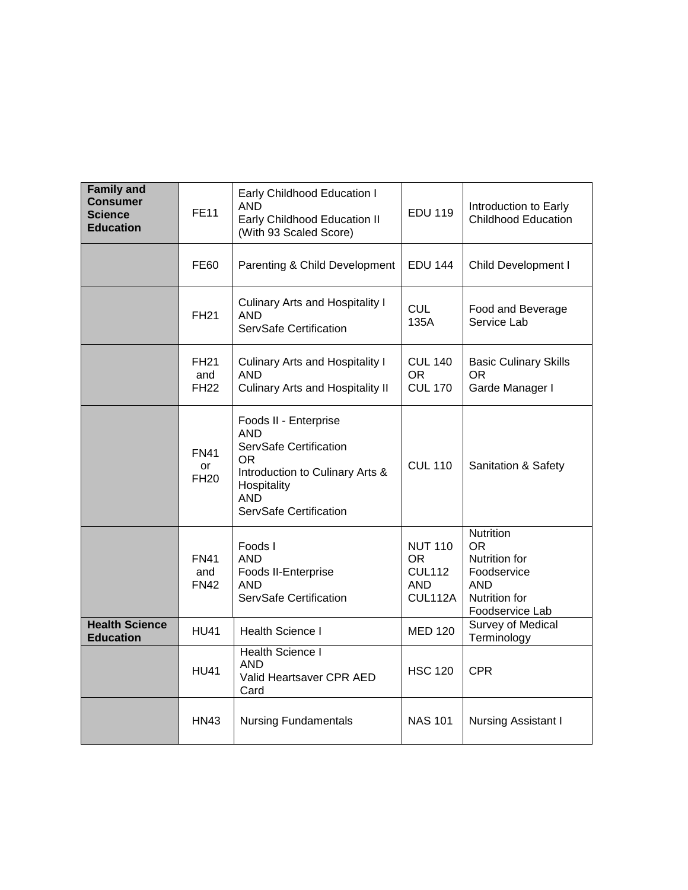| | | | | |
|---|---|---|---|---|
| **Family and Consumer Science Education** | FE11 | Early Childhood Education I<br>AND<br>Early Childhood Education II<br>(With 93 Scaled Score) | EDU 119 | Introduction to Early Childhood Education |
| | FE60 | Parenting & Child Development | EDU 144 | Child Development I |
| | FH21 | Culinary Arts and Hospitality I<br>AND<br>ServSafe Certification | CUL 135A | Food and Beverage Service Lab |
| | FH21<br>and<br>FH22 | Culinary Arts and Hospitality I<br>AND<br>Culinary Arts and Hospitality II | CUL 140<br>OR<br>CUL 170 | Basic Culinary Skills<br>OR<br>Garde Manager I |
| | FN41<br>or<br>FH20 | Foods II - Enterprise<br>AND<br>ServSafe Certification<br>OR<br>Introduction to Culinary Arts & Hospitality<br>AND<br>ServSafe Certification | CUL 110 | Sanitation & Safety |
| | FN41<br>and<br>FN42 | Foods I<br>AND<br>Foods II-Enterprise<br>AND<br>ServSafe Certification | NUT 110<br>OR<br>CUL112<br>AND<br>CUL112A | Nutrition<br>OR<br>Nutrition for Foodservice<br>AND<br>Nutrition for Foodservice Lab |
| **Health Science Education** | HU41 | Health Science I | MED 120 | Survey of Medical Terminology |
| | HU41 | Health Science I<br>AND<br>Valid Heartsaver CPR AED Card | HSC 120 | CPR |
| | HN43 | Nursing Fundamentals | NAS 101 | Nursing Assistant I |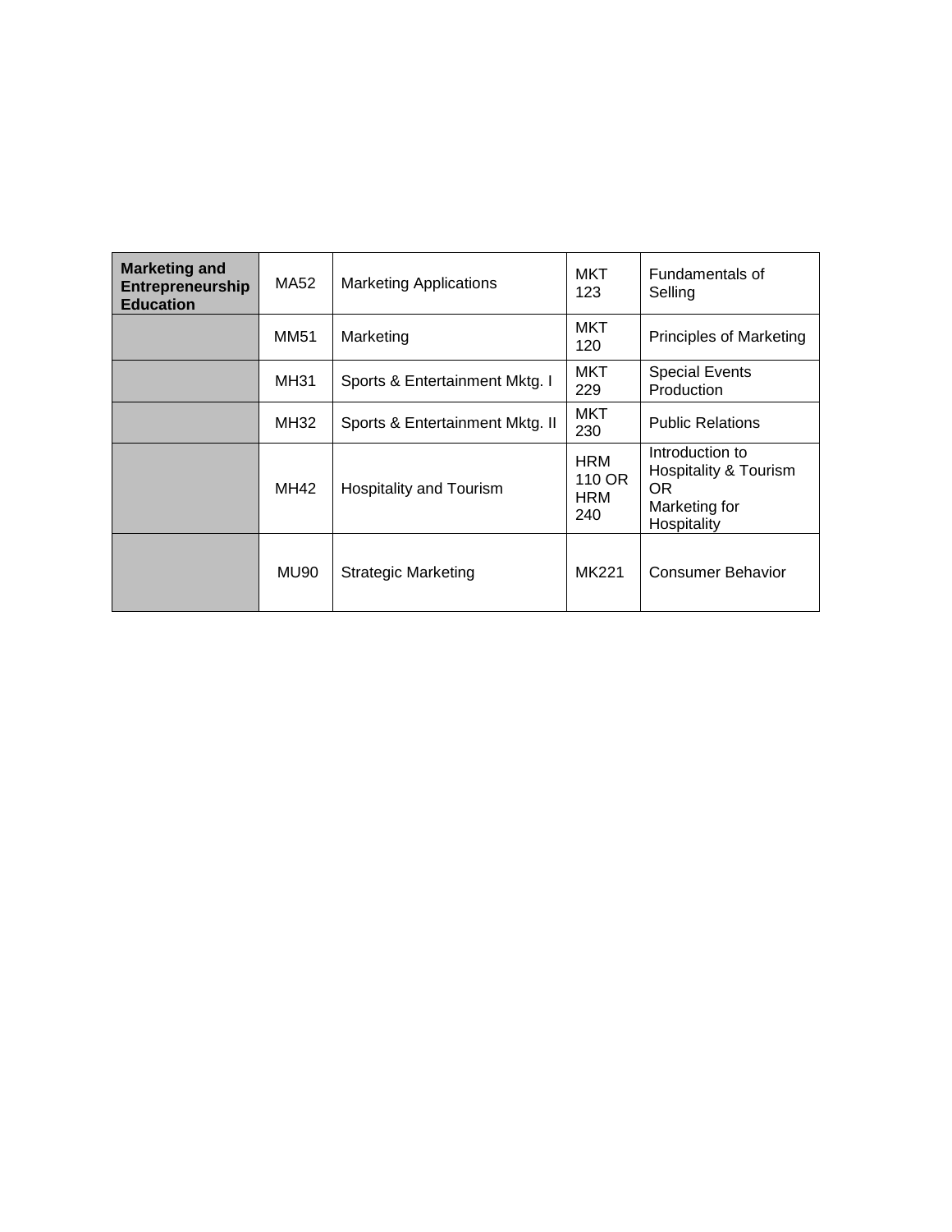| **Marketing and Entrepreneurship Education** | MA52 | Marketing Applications | MKT 123 | Fundamentals of Selling |
|---|---|---|---|---|
| | MM51 | Marketing | MKT 120 | Principles of Marketing |
| | MH31 | Sports & Entertainment Mktg. I | MKT 229 | Special Events Production |
| | MH32 | Sports & Entertainment Mktg. II | MKT 230 | Public Relations |
| | MH42 | Hospitality and Tourism | HRM 110 OR HRM 240 | Introduction to Hospitality & Tourism OR Marketing for Hospitality |
| | MU90 | Strategic Marketing | MK221 | Consumer Behavior |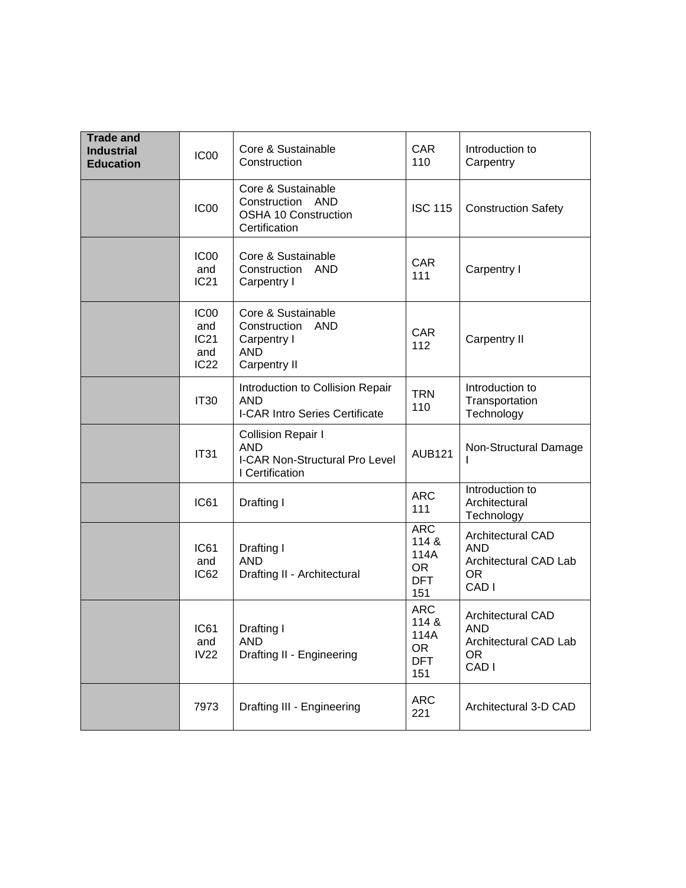| Trade and Industrial Education | IC00 | Core & Sustainable Construction | CAR 110 | Introduction to Carpentry |
|---|---|---|---|---|
| | IC00 | Core & Sustainable Construction AND OSHA 10 Construction Certification | ISC 115 | Construction Safety |
| | IC00 and IC21 | Core & Sustainable Construction AND Carpentry I | CAR 111 | Carpentry I |
| | IC00 and IC21 and IC22 | Core & Sustainable Construction AND Carpentry I AND Carpentry II | CAR 112 | Carpentry II |
| | IT30 | Introduction to Collision Repair AND I-CAR Intro Series Certificate | TRN 110 | Introduction to Transportation Technology |
| | IT31 | Collision Repair I AND I-CAR Non-Structural Pro Level I Certification | AUB121 | Non-Structural Damage I |
| | IC61 | Drafting I | ARC 111 | Introduction to Architectural Technology |
| | IC61 and IC62 | Drafting I AND Drafting II - Architectural | ARC 114 & 114A OR DFT 151 | Architectural CAD AND Architectural CAD Lab OR CAD I |
| | IC61 and IV22 | Drafting I AND Drafting II - Engineering | ARC 114 & 114A OR DFT 151 | Architectural CAD AND Architectural CAD Lab OR CAD I |
| | 7973 | Drafting III - Engineering | ARC 221 | Architectural 3-D CAD |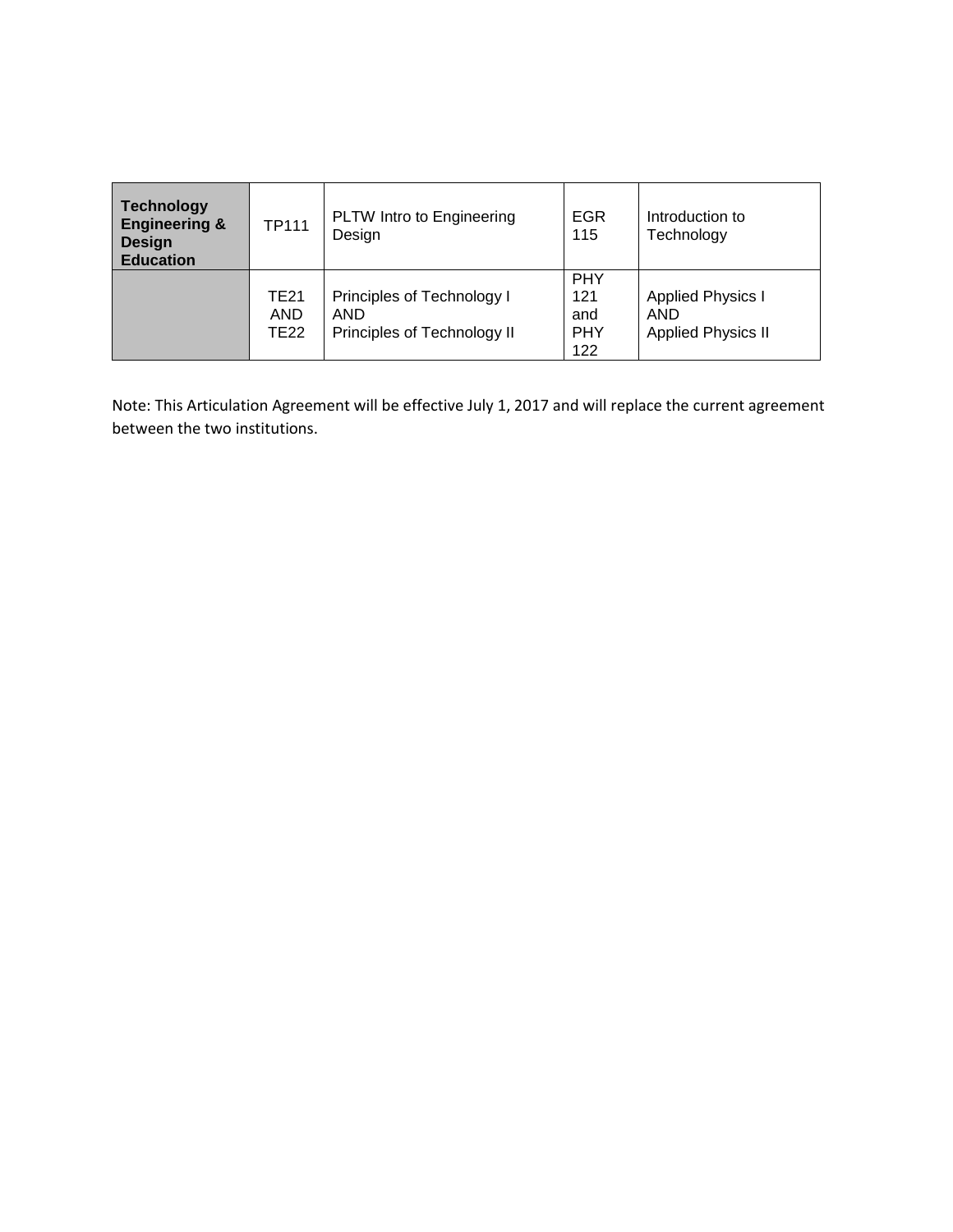| | | | | |
|---|---|---|---|---|
| **Technology Engineering & Design Education** | TP111 | PLTW Intro to Engineering Design | EGR 115 | Introduction to Technology |
| | TE21 AND TE22 | Principles of Technology I AND Principles of Technology II | PHY 121 and PHY 122 | Applied Physics I AND Applied Physics II |

Note: This Articulation Agreement will be effective July 1, 2017 and will replace the current agreement between the two institutions.